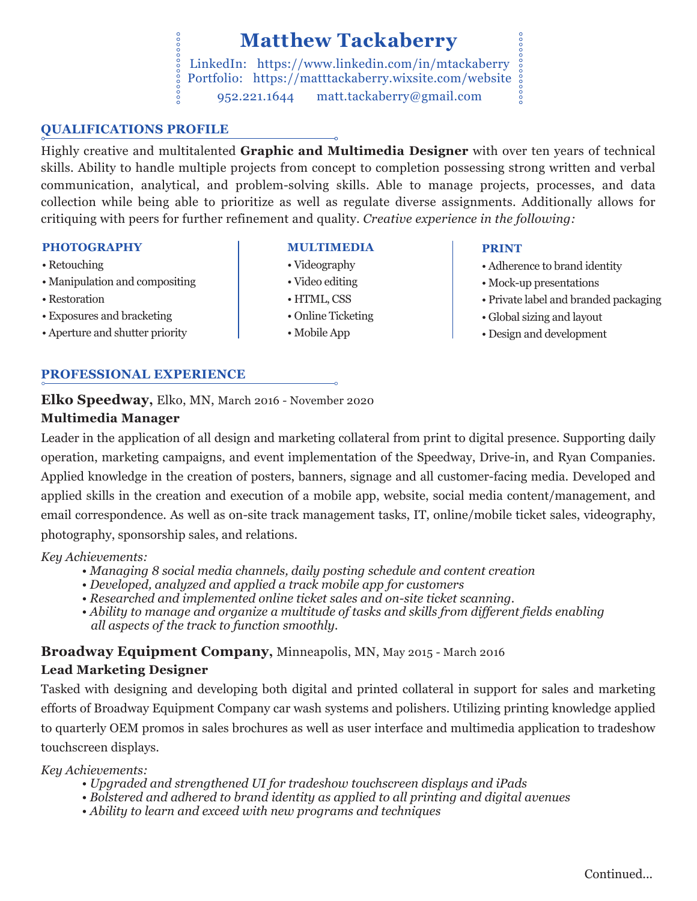# Matthew Tackaberry

LinkedIn: https://www.linkedin.com/in/mtackaberry
Portfolio: https://matttackaberry.wixsite.com/website
952.221.1644 matt.tackaberry@gmail.com

## QUALIFICATIONS PROFILE

Highly creative and multitalented **Graphic and Multimedia Designer** with over ten years of technical skills. Ability to handle multiple projects from concept to completion possessing strong written and verbal communication, analytical, and problem-solving skills. Able to manage projects, processes, and data collection while being able to prioritize as well as regulate diverse assignments. Additionally allows for critiquing with peers for further refinement and quality. *Creative experience in the following:*

**PHOTOGRAPHY**
- Retouching
- Manipulation and compositing
- Restoration
- Exposures and bracketing
- Aperture and shutter priority

**MULTIMEDIA**
- Videography
- Video editing
- HTML, CSS
- Online Ticketing
- Mobile App

**PRINT**
- Adherence to brand identity
- Mock-up presentations
- Private label and branded packaging
- Global sizing and layout
- Design and development

## PROFESSIONAL EXPERIENCE

**Elko Speedway,** Elko, MN, March 2016 - November 2020
**Multimedia Manager**

Leader in the application of all design and marketing collateral from print to digital presence. Supporting daily operation, marketing campaigns, and event implementation of the Speedway, Drive-in, and Ryan Companies. Applied knowledge in the creation of posters, banners, signage and all customer-facing media. Developed and applied skills in the creation and execution of a mobile app, website, social media content/management, and email correspondence. As well as on-site track management tasks, IT, online/mobile ticket sales, videography, photography, sponsorship sales, and relations.

*Key Achievements:*
- *Managing 8 social media channels, daily posting schedule and content creation*
- *Developed, analyzed and applied a track mobile app for customers*
- *Researched and implemented online ticket sales and on-site ticket scanning.*
- *Ability to manage and organize a multitude of tasks and skills from different fields enabling all aspects of the track to function smoothly.*

**Broadway Equipment Company,** Minneapolis, MN, May 2015 - March 2016
**Lead Marketing Designer**

Tasked with designing and developing both digital and printed collateral in support for sales and marketing efforts of Broadway Equipment Company car wash systems and polishers. Utilizing printing knowledge applied to quarterly OEM promos in sales brochures as well as user interface and multimedia application to tradeshow touchscreen displays.

*Key Achievements:*
- *Upgraded and strengthened UI for tradeshow touchscreen displays and iPads*
- *Bolstered and adhered to brand identity as applied to all printing and digital avenues*
- *Ability to learn and exceed with new programs and techniques*

Continued...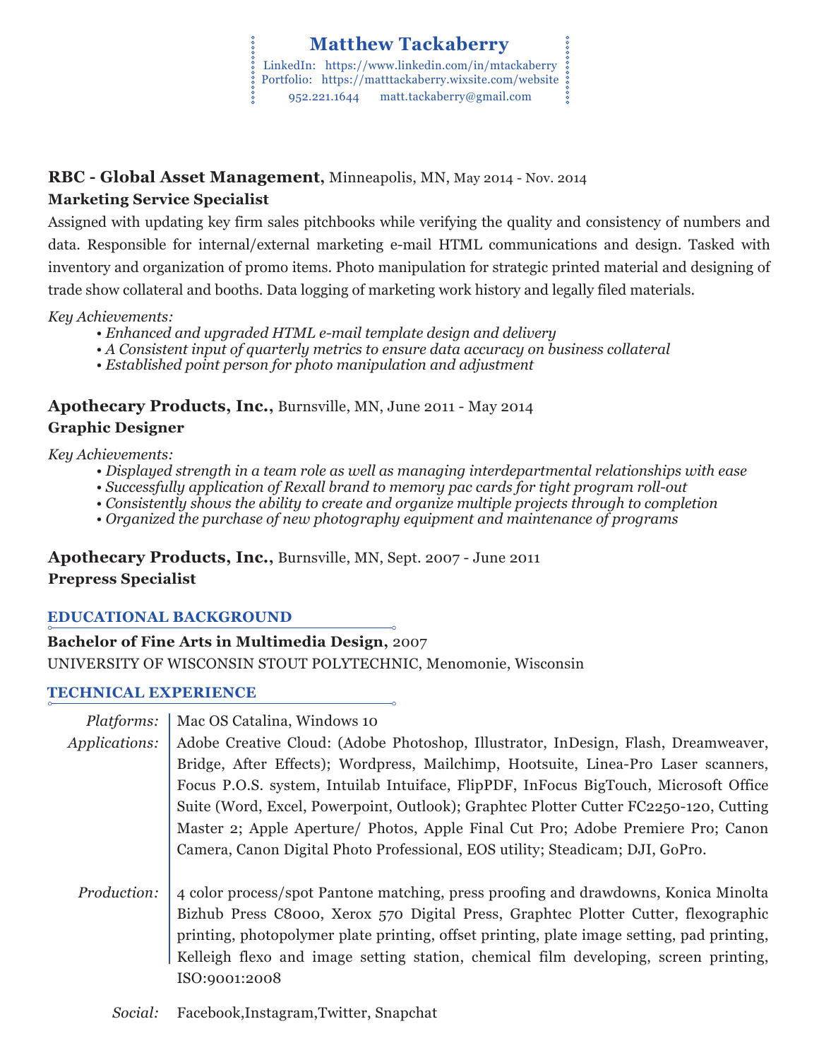# Matthew Tackaberry

LinkedIn: https://www.linkedin.com/in/mtackaberry
Portfolio: https://matttackaberry.wixsite.com/website
952.221.1644 matt.tackaberry@gmail.com

**RBC - Global Asset Management,** Minneapolis, MN, May 2014 - Nov. 2014
**Marketing Service Specialist**

Assigned with updating key firm sales pitchbooks while verifying the quality and consistency of numbers and data. Responsible for internal/external marketing e-mail HTML communications and design. Tasked with inventory and organization of promo items. Photo manipulation for strategic printed material and designing of trade show collateral and booths. Data logging of marketing work history and legally filed materials.

*Key Achievements:*

- *Enhanced and upgraded HTML e-mail template design and delivery*
- *A Consistent input of quarterly metrics to ensure data accuracy on business collateral*
- *Established point person for photo manipulation and adjustment*

**Apothecary Products, Inc.,** Burnsville, MN, June 2011 - May 2014
**Graphic Designer**

*Key Achievements:*

- *Displayed strength in a team role as well as managing interdepartmental relationships with ease*
- *Successfully application of Rexall brand to memory pac cards for tight program roll-out*
- *Consistently shows the ability to create and organize multiple projects through to completion*
- *Organized the purchase of new photography equipment and maintenance of programs*

**Apothecary Products, Inc.,** Burnsville, MN, Sept. 2007 - June 2011
**Prepress Specialist**

## EDUCATIONAL BACKGROUND

**Bachelor of Fine Arts in Multimedia Design,** 2007
UNIVERSITY OF WISCONSIN STOUT POLYTECHNIC, Menomonie, Wisconsin

## TECHNICAL EXPERIENCE

*Platforms:* Mac OS Catalina, Windows 10

*Applications:* Adobe Creative Cloud: (Adobe Photoshop, Illustrator, InDesign, Flash, Dreamweaver, Bridge, After Effects); Wordpress, Mailchimp, Hootsuite, Linea-Pro Laser scanners, Focus P.O.S. system, Intuilab Intuiface, FlipPDF, InFocus BigTouch, Microsoft Office Suite (Word, Excel, Powerpoint, Outlook); Graphtec Plotter Cutter FC2250-120, Cutting Master 2; Apple Aperture/ Photos, Apple Final Cut Pro; Adobe Premiere Pro; Canon Camera, Canon Digital Photo Professional, EOS utility; Steadicam; DJI, GoPro.

*Production:* 4 color process/spot Pantone matching, press proofing and drawdowns, Konica Minolta Bizhub Press C8000, Xerox 570 Digital Press, Graphtec Plotter Cutter, flexographic printing, photopolymer plate printing, offset printing, plate image setting, pad printing, Kelleigh flexo and image setting station, chemical film developing, screen printing, ISO:9001:2008

*Social:* Facebook,Instagram,Twitter, Snapchat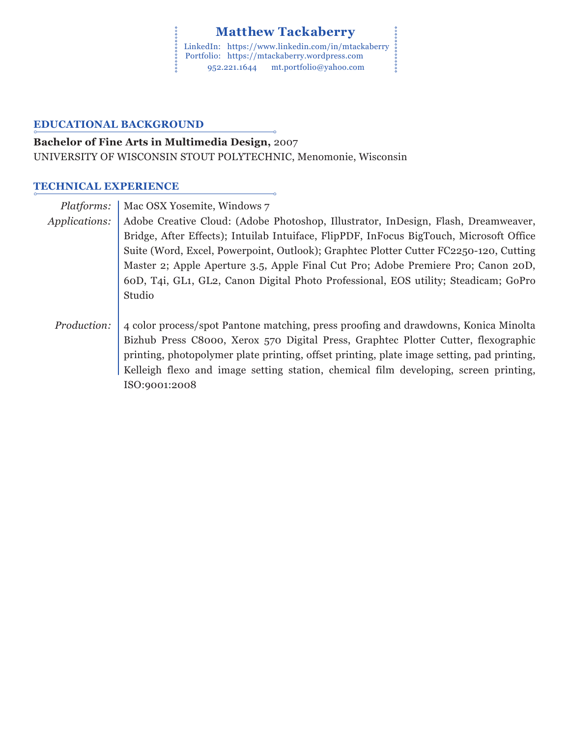# Matthew Tackaberry

LinkedIn: https://www.linkedin.com/in/mtackaberry
Portfolio: https://mtackaberry.wordpress.com
952.221.1644 mt.portfolio@yahoo.com

## EDUCATIONAL BACKGROUND

**Bachelor of Fine Arts in Multimedia Design,** 2007
UNIVERSITY OF WISCONSIN STOUT POLYTECHNIC, Menomonie, Wisconsin

## TECHNICAL EXPERIENCE

*Platforms:* Mac OSX Yosemite, Windows 7

*Applications:* Adobe Creative Cloud: (Adobe Photoshop, Illustrator, InDesign, Flash, Dreamweaver, Bridge, After Effects); Intuilab Intuiface, FlipPDF, InFocus BigTouch, Microsoft Office Suite (Word, Excel, Powerpoint, Outlook); Graphtec Plotter Cutter FC2250-120, Cutting Master 2; Apple Aperture 3.5, Apple Final Cut Pro; Adobe Premiere Pro; Canon 20D, 60D, T4i, GL1, GL2, Canon Digital Photo Professional, EOS utility; Steadicam; GoPro Studio

*Production:* 4 color process/spot Pantone matching, press proofing and drawdowns, Konica Minolta Bizhub Press C8000, Xerox 570 Digital Press, Graphtec Plotter Cutter, flexographic printing, photopolymer plate printing, offset printing, plate image setting, pad printing, Kelleigh flexo and image setting station, chemical film developing, screen printing, ISO:9001:2008